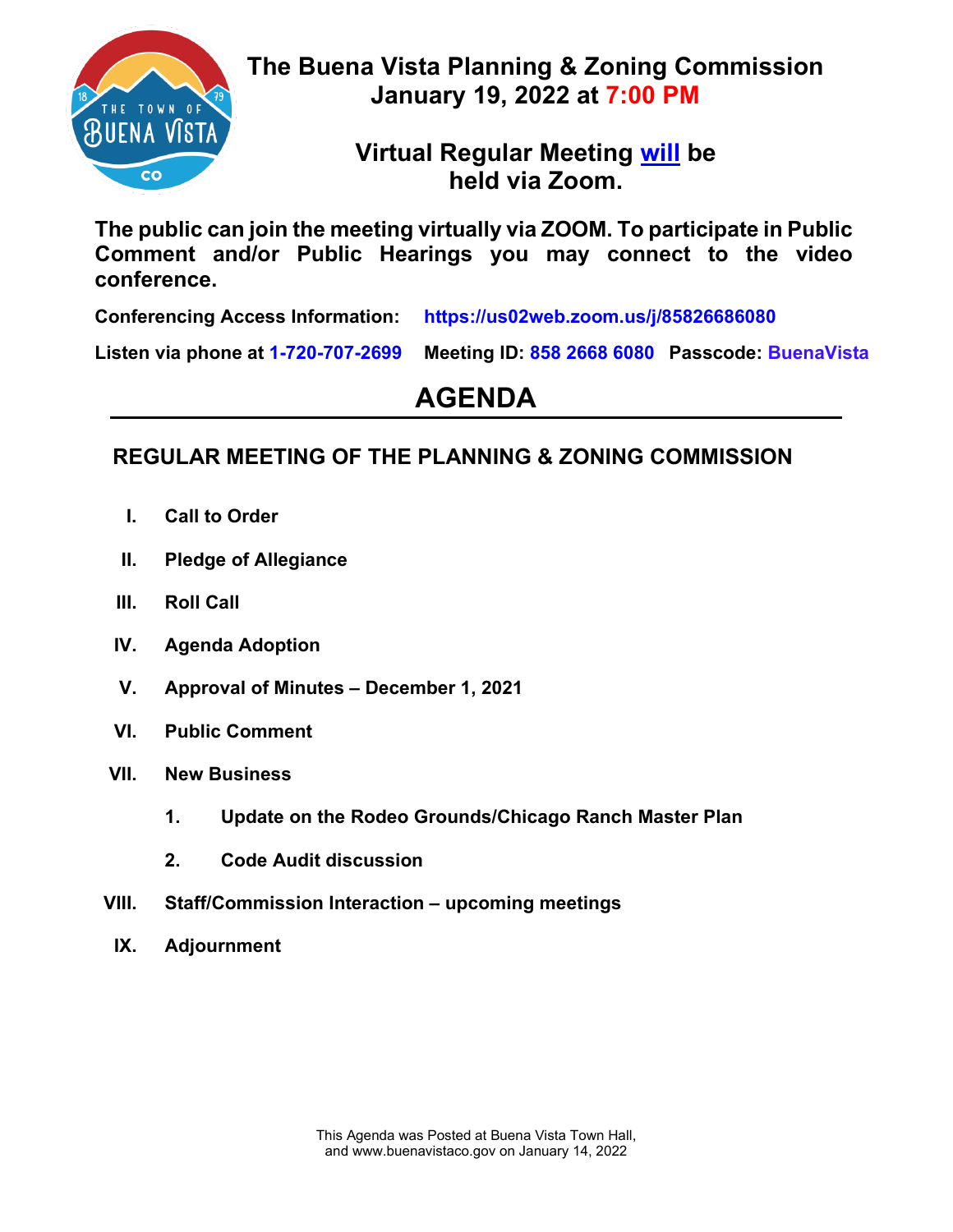# The Buena Vista Planning & Zoning Commission
## January 19, 2022 at 7:00 PM

## Virtual Regular Meeting [will](#) be held via Zoom.

**The public can join the meeting virtually via ZOOM. To participate in Public Comment and/or Public Hearings you may connect to the video conference.**

**Conferencing Access Information:** **https://us02web.zoom.us/j/85826686080**

**Listen via phone at 1-720-707-2699** **Meeting ID: 858 2668 6080** **Passcode: BuenaVista**

# AGENDA

## REGULAR MEETING OF THE PLANNING & ZONING COMMISSION

I. **Call to Order**

II. **Pledge of Allegiance**

III. **Roll Call**

IV. **Agenda Adoption**

V. **Approval of Minutes – December 1, 2021**

VI. **Public Comment**

VII. **New Business**

1. **Update on the Rodeo Grounds/Chicago Ranch Master Plan**
2. **Code Audit discussion**

VIII. **Staff/Commission Interaction – upcoming meetings**

IX. **Adjournment**

This Agenda was Posted at Buena Vista Town Hall, and www.buenavistaco.gov on January 14, 2022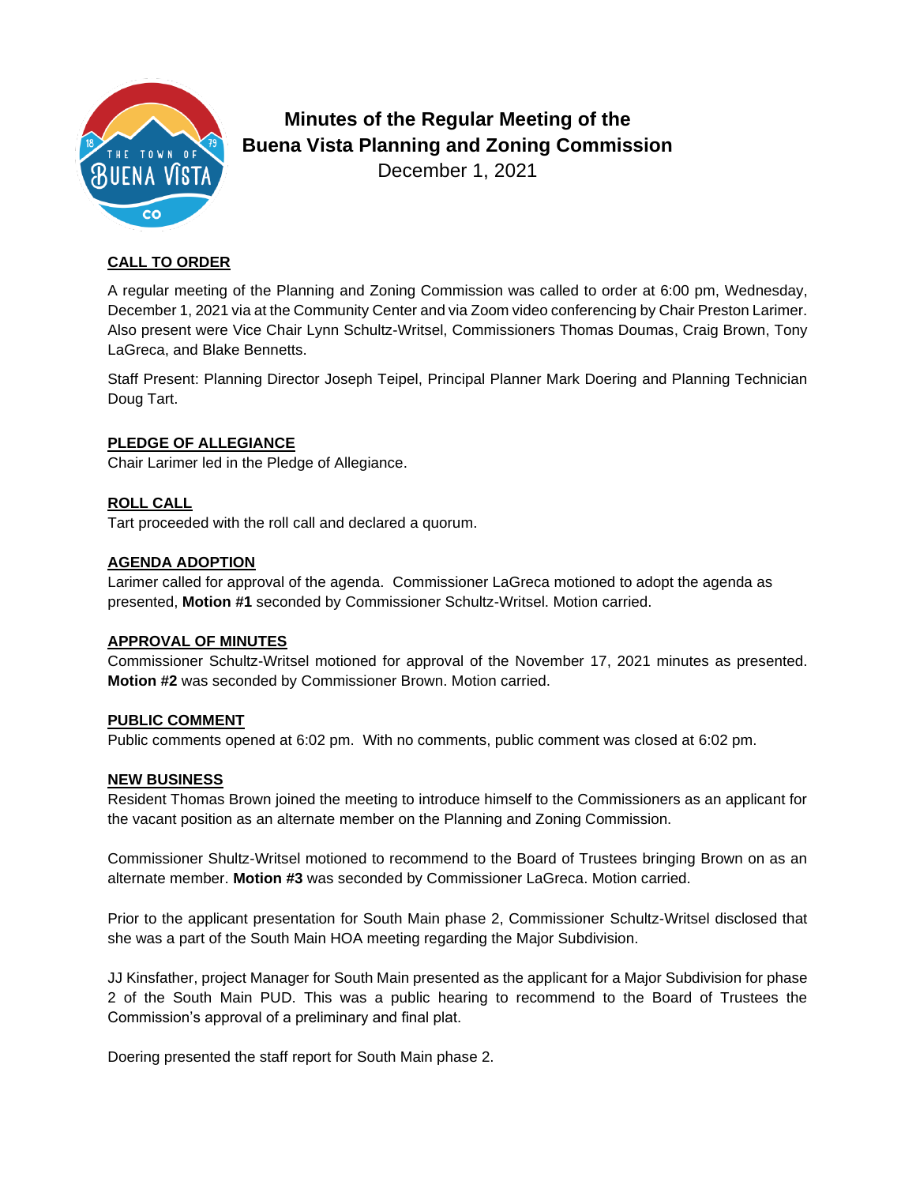# Minutes of the Regular Meeting of the Buena Vista Planning and Zoning Commission

December 1, 2021

## CALL TO ORDER

A regular meeting of the Planning and Zoning Commission was called to order at 6:00 pm, Wednesday, December 1, 2021 via at the Community Center and via Zoom video conferencing by Chair Preston Larimer. Also present were Vice Chair Lynn Schultz-Writsel, Commissioners Thomas Doumas, Craig Brown, Tony LaGreca, and Blake Bennetts.

Staff Present: Planning Director Joseph Teipel, Principal Planner Mark Doering and Planning Technician Doug Tart.

## PLEDGE OF ALLEGIANCE

Chair Larimer led in the Pledge of Allegiance.

## ROLL CALL

Tart proceeded with the roll call and declared a quorum.

## AGENDA ADOPTION

Larimer called for approval of the agenda. Commissioner LaGreca motioned to adopt the agenda as presented, **Motion #1** seconded by Commissioner Schultz-Writsel. Motion carried.

## APPROVAL OF MINUTES

Commissioner Schultz-Writsel motioned for approval of the November 17, 2021 minutes as presented. **Motion #2** was seconded by Commissioner Brown. Motion carried.

## PUBLIC COMMENT

Public comments opened at 6:02 pm. With no comments, public comment was closed at 6:02 pm.

## NEW BUSINESS

Resident Thomas Brown joined the meeting to introduce himself to the Commissioners as an applicant for the vacant position as an alternate member on the Planning and Zoning Commission.

Commissioner Shultz-Writsel motioned to recommend to the Board of Trustees bringing Brown on as an alternate member. **Motion #3** was seconded by Commissioner LaGreca. Motion carried.

Prior to the applicant presentation for South Main phase 2, Commissioner Schultz-Writsel disclosed that she was a part of the South Main HOA meeting regarding the Major Subdivision.

JJ Kinsfather, project Manager for South Main presented as the applicant for a Major Subdivision for phase 2 of the South Main PUD. This was a public hearing to recommend to the Board of Trustees the Commission's approval of a preliminary and final plat.

Doering presented the staff report for South Main phase 2.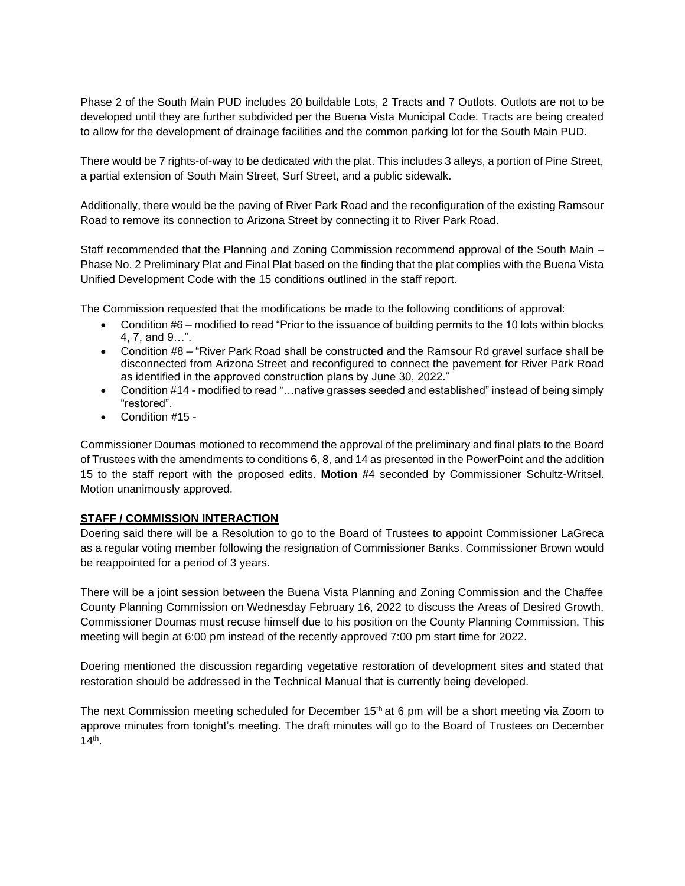Phase 2 of the South Main PUD includes 20 buildable Lots, 2 Tracts and 7 Outlots. Outlots are not to be developed until they are further subdivided per the Buena Vista Municipal Code. Tracts are being created to allow for the development of drainage facilities and the common parking lot for the South Main PUD.

There would be 7 rights-of-way to be dedicated with the plat. This includes 3 alleys, a portion of Pine Street, a partial extension of South Main Street, Surf Street, and a public sidewalk.

Additionally, there would be the paving of River Park Road and the reconfiguration of the existing Ramsour Road to remove its connection to Arizona Street by connecting it to River Park Road.

Staff recommended that the Planning and Zoning Commission recommend approval of the South Main – Phase No. 2 Preliminary Plat and Final Plat based on the finding that the plat complies with the Buena Vista Unified Development Code with the 15 conditions outlined in the staff report.

The Commission requested that the modifications be made to the following conditions of approval:

- Condition #6 – modified to read "Prior to the issuance of building permits to the 10 lots within blocks 4, 7, and 9…".
- Condition #8 – "River Park Road shall be constructed and the Ramsour Rd gravel surface shall be disconnected from Arizona Street and reconfigured to connect the pavement for River Park Road as identified in the approved construction plans by June 30, 2022."
- Condition #14 - modified to read "…native grasses seeded and established" instead of being simply "restored".
- Condition #15 -

Commissioner Doumas motioned to recommend the approval of the preliminary and final plats to the Board of Trustees with the amendments to conditions 6, 8, and 14 as presented in the PowerPoint and the addition 15 to the staff report with the proposed edits. **Motion #**4 seconded by Commissioner Schultz-Writsel. Motion unanimously approved.

**STAFF / COMMISSION INTERACTION**

Doering said there will be a Resolution to go to the Board of Trustees to appoint Commissioner LaGreca as a regular voting member following the resignation of Commissioner Banks. Commissioner Brown would be reappointed for a period of 3 years.

There will be a joint session between the Buena Vista Planning and Zoning Commission and the Chaffee County Planning Commission on Wednesday February 16, 2022 to discuss the Areas of Desired Growth. Commissioner Doumas must recuse himself due to his position on the County Planning Commission. This meeting will begin at 6:00 pm instead of the recently approved 7:00 pm start time for 2022.

Doering mentioned the discussion regarding vegetative restoration of development sites and stated that restoration should be addressed in the Technical Manual that is currently being developed.

The next Commission meeting scheduled for December 15th at 6 pm will be a short meeting via Zoom to approve minutes from tonight's meeting. The draft minutes will go to the Board of Trustees on December 14th.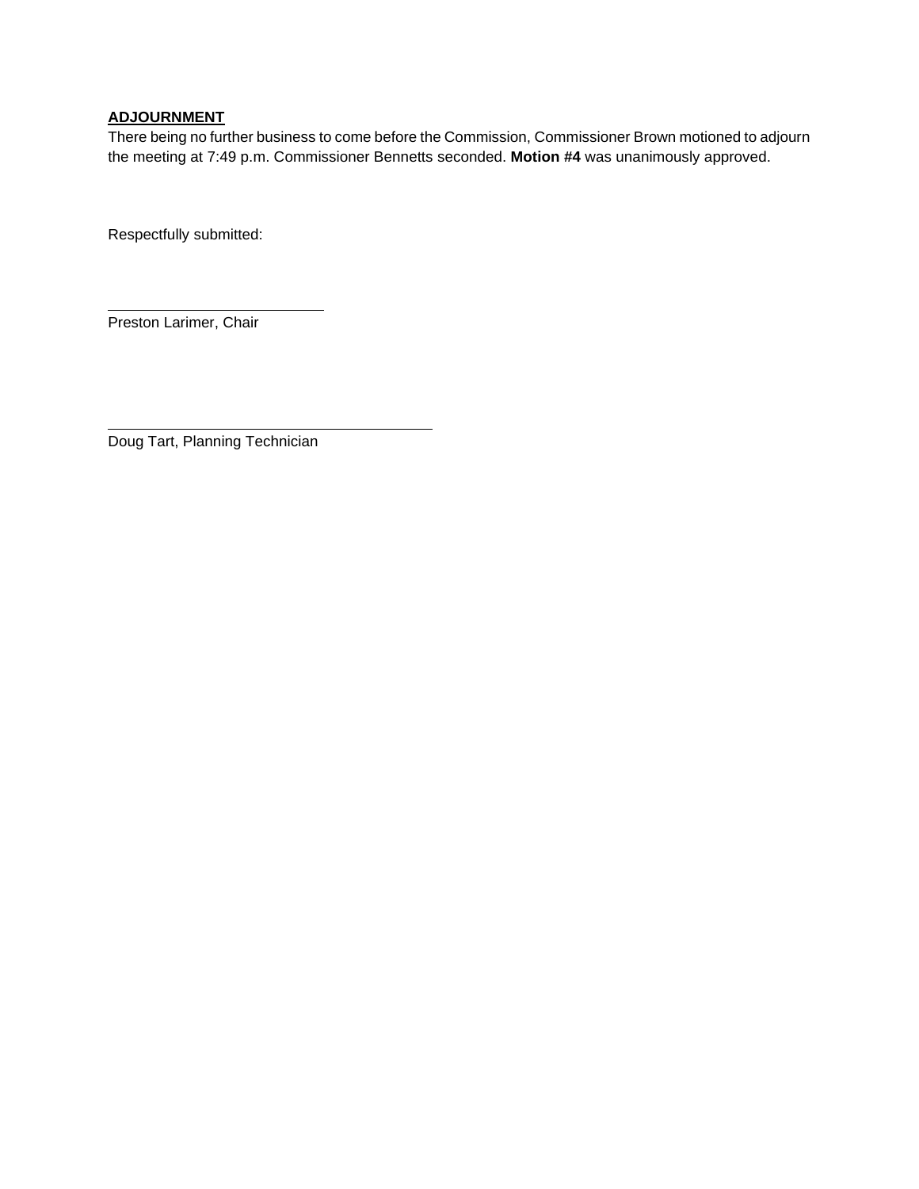**ADJOURNMENT**

There being no further business to come before the Commission, Commissioner Brown motioned to adjourn the meeting at 7:49 p.m. Commissioner Bennetts seconded. **Motion #4** was unanimously approved.

Respectfully submitted:

\_\_\_\_\_\_\_\_\_\_\_\_\_\_\_\_\_\_\_\_\_\_\_\_\_\_\_\_

Preston Larimer, Chair

\_\_\_\_\_\_\_\_\_\_\_\_\_\_\_\_\_\_\_\_\_\_\_\_\_\_\_\_\_\_\_\_\_\_\_\_\_\_\_\_

Doug Tart, Planning Technician